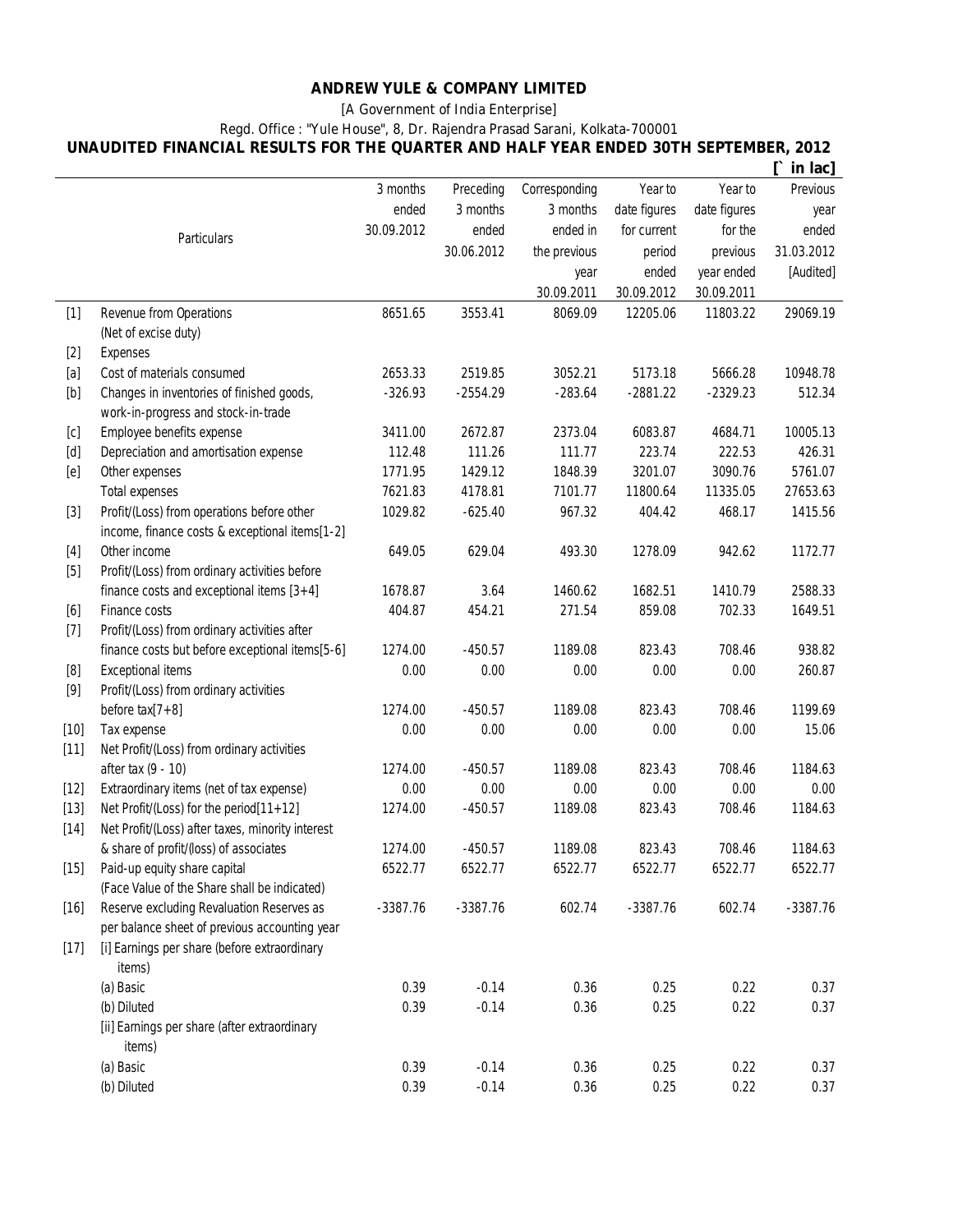# ANDREW YULE & COMPANY LIMITED

[A Government of India Enterprise]

Regd. Office : "Yule House", 8, Dr. Rajendra Prasad Sarani, Kolkata-700001

## UNAUDITED FINANCIAL RESULTS FOR THE QUARTER AND HALF YEAR ENDED 30TH SEPTEMBER, 2012

[` in lac]

| | Particulars | 3 months ended 30.09.2012 | Preceding 3 months ended 30.06.2012 | Corresponding 3 months ended in the previous year 30.09.2011 | Year to date figures for current period ended 30.09.2012 | Year to date figures for the previous year ended 30.09.2011 | Previous year ended 31.03.2012 [Audited] |
|---|---|---|---|---|---|---|---|
| [1] | Revenue from Operations (Net of excise duty) | 8651.65 | 3553.41 | 8069.09 | 12205.06 | 11803.22 | 29069.19 |
| [2] | Expenses | | | | | | |
| [a] | Cost of materials consumed | 2653.33 | 2519.85 | 3052.21 | 5173.18 | 5666.28 | 10948.78 |
| [b] | Changes in inventories of finished goods, work-in-progress and stock-in-trade | -326.93 | -2554.29 | -283.64 | -2881.22 | -2329.23 | 512.34 |
| [c] | Employee benefits expense | 3411.00 | 2672.87 | 2373.04 | 6083.87 | 4684.71 | 10005.13 |
| [d] | Depreciation and amortisation expense | 112.48 | 111.26 | 111.77 | 223.74 | 222.53 | 426.31 |
| [e] | Other expenses | 1771.95 | 1429.12 | 1848.39 | 3201.07 | 3090.76 | 5761.07 |
| | Total expenses | 7621.83 | 4178.81 | 7101.77 | 11800.64 | 11335.05 | 27653.63 |
| [3] | Profit/(Loss) from operations before other income, finance costs & exceptional items[1-2] | 1029.82 | -625.40 | 967.32 | 404.42 | 468.17 | 1415.56 |
| [4] | Other income | 649.05 | 629.04 | 493.30 | 1278.09 | 942.62 | 1172.77 |
| [5] | Profit/(Loss) from ordinary activities before finance costs and exceptional items [3+4] | 1678.87 | 3.64 | 1460.62 | 1682.51 | 1410.79 | 2588.33 |
| [6] | Finance costs | 404.87 | 454.21 | 271.54 | 859.08 | 702.33 | 1649.51 |
| [7] | Profit/(Loss) from ordinary activities after finance costs but before exceptional items[5-6] | 1274.00 | -450.57 | 1189.08 | 823.43 | 708.46 | 938.82 |
| [8] | Exceptional items | 0.00 | 0.00 | 0.00 | 0.00 | 0.00 | 260.87 |
| [9] | Profit/(Loss) from ordinary activities before tax[7+8] | 1274.00 | -450.57 | 1189.08 | 823.43 | 708.46 | 1199.69 |
| [10] | Tax expense | 0.00 | 0.00 | 0.00 | 0.00 | 0.00 | 15.06 |
| [11] | Net Profit/(Loss) from ordinary activities after tax (9 - 10) | 1274.00 | -450.57 | 1189.08 | 823.43 | 708.46 | 1184.63 |
| [12] | Extraordinary items (net of tax expense) | 0.00 | 0.00 | 0.00 | 0.00 | 0.00 | 0.00 |
| [13] | Net Profit/(Loss) for the period[11+12] | 1274.00 | -450.57 | 1189.08 | 823.43 | 708.46 | 1184.63 |
| [14] | Net Profit/(Loss) after taxes, minority interest & share of profit/(loss) of associates | 1274.00 | -450.57 | 1189.08 | 823.43 | 708.46 | 1184.63 |
| [15] | Paid-up equity share capital (Face Value of the Share shall be indicated) | 6522.77 | 6522.77 | 6522.77 | 6522.77 | 6522.77 | 6522.77 |
| [16] | Reserve excluding Revaluation Reserves as per balance sheet of previous accounting year | -3387.76 | -3387.76 | 602.74 | -3387.76 | 602.74 | -3387.76 |
| [17] | [i] Earnings per share (before extraordinary items) | | | | | | |
| | (a) Basic | 0.39 | -0.14 | 0.36 | 0.25 | 0.22 | 0.37 |
| | (b) Diluted | 0.39 | -0.14 | 0.36 | 0.25 | 0.22 | 0.37 |
| | [ii] Earnings per share (after extraordinary items) | | | | | | |
| | (a) Basic | 0.39 | -0.14 | 0.36 | 0.25 | 0.22 | 0.37 |
| | (b) Diluted | 0.39 | -0.14 | 0.36 | 0.25 | 0.22 | 0.37 |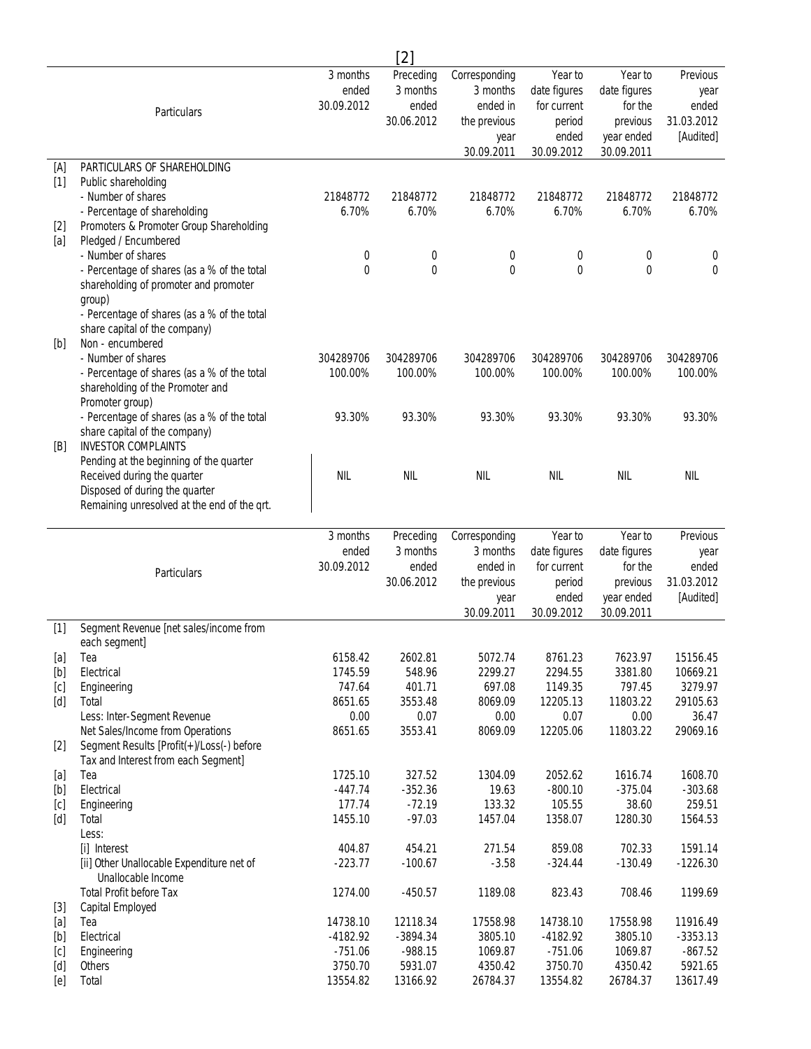| | Particulars | 3 months ended 30.09.2012 | Preceding 3 months ended 30.06.2012 | Corresponding 3 months ended in the previous year 30.09.2011 | Year to date figures for current period ended 30.09.2012 | Year to date figures for the previous year ended 30.09.2011 | Previous year ended 31.03.2012 [Audited] |
|---|---|---|---|---|---|---|---|
| [A] | PARTICULARS OF SHAREHOLDING | | | | | | |
| [1] | Public shareholding | | | | | | |
| | - Number of shares | 21848772 | 21848772 | 21848772 | 21848772 | 21848772 | 21848772 |
| | - Percentage of shareholding | 6.70% | 6.70% | 6.70% | 6.70% | 6.70% | 6.70% |
| [2] | Promoters & Promoter Group Shareholding | | | | | | |
| [a] | Pledged / Encumbered | | | | | | |
| | - Number of shares | 0 | 0 | 0 | 0 | 0 | 0 |
| | - Percentage of shares (as a % of the total shareholding of promoter and promoter group) | 0 | 0 | 0 | 0 | 0 | 0 |
| | - Percentage of shares (as a % of the total share capital of the company) | | | | | | |
| [b] | Non - encumbered | | | | | | |
| | - Number of shares | 304289706 | 304289706 | 304289706 | 304289706 | 304289706 | 304289706 |
| | - Percentage of shares (as a % of the total shareholding of the Promoter and Promoter group) | 100.00% | 100.00% | 100.00% | 100.00% | 100.00% | 100.00% |
| | - Percentage of shares (as a % of the total share capital of the company) | 93.30% | 93.30% | 93.30% | 93.30% | 93.30% | 93.30% |
| [B] | INVESTOR COMPLAINTS | | | | | | |
| | Pending at the beginning of the quarter<br>Received during the quarter<br>Disposed of during the quarter<br>Remaining unresolved at the end of the qrt. | NIL | NIL | NIL | NIL | NIL | NIL |

| | Particulars | 3 months ended 30.09.2012 | Preceding 3 months ended 30.06.2012 | Corresponding 3 months ended in the previous year 30.09.2011 | Year to date figures for current period ended 30.09.2012 | Year to date figures for the previous year ended 30.09.2011 | Previous year ended 31.03.2012 [Audited] |
|---|---|---|---|---|---|---|---|
| [1] | Segment Revenue [net sales/income from each segment] | | | | | | |
| [a] | Tea | 6158.42 | 2602.81 | 5072.74 | 8761.23 | 7623.97 | 15156.45 |
| [b] | Electrical | 1745.59 | 548.96 | 2299.27 | 2294.55 | 3381.80 | 10669.21 |
| [c] | Engineering | 747.64 | 401.71 | 697.08 | 1149.35 | 797.45 | 3279.97 |
| [d] | Total | 8651.65 | 3553.48 | 8069.09 | 12205.13 | 11803.22 | 29105.63 |
| | Less: Inter-Segment Revenue | 0.00 | 0.07 | 0.00 | 0.07 | 0.00 | 36.47 |
| | Net Sales/Income from Operations | 8651.65 | 3553.41 | 8069.09 | 12205.06 | 11803.22 | 29069.16 |
| [2] | Segment Results [Profit(+)/Loss(-) before Tax and Interest from each Segment] | | | | | | |
| [a] | Tea | 1725.10 | 327.52 | 1304.09 | 2052.62 | 1616.74 | 1608.70 |
| [b] | Electrical | -447.74 | -352.36 | 19.63 | -800.10 | -375.04 | -303.68 |
| [c] | Engineering | 177.74 | -72.19 | 133.32 | 105.55 | 38.60 | 259.51 |
| [d] | Total | 1455.10 | -97.03 | 1457.04 | 1358.07 | 1280.30 | 1564.53 |
| | Less: | | | | | | |
| | [i] Interest | 404.87 | 454.21 | 271.54 | 859.08 | 702.33 | 1591.14 |
| | [ii] Other Unallocable Expenditure net of Unallocable Income | -223.77 | -100.67 | -3.58 | -324.44 | -130.49 | -1226.30 |
| | Total Profit before Tax | 1274.00 | -450.57 | 1189.08 | 823.43 | 708.46 | 1199.69 |
| [3] | Capital Employed | | | | | | |
| [a] | Tea | 14738.10 | 12118.34 | 17558.98 | 14738.10 | 17558.98 | 11916.49 |
| [b] | Electrical | -4182.92 | -3894.34 | 3805.10 | -4182.92 | 3805.10 | -3353.13 |
| [c] | Engineering | -751.06 | -988.15 | 1069.87 | -751.06 | 1069.87 | -867.52 |
| [d] | Others | 3750.70 | 5931.07 | 4350.42 | 3750.70 | 4350.42 | 5921.65 |
| [e] | Total | 13554.82 | 13166.92 | 26784.37 | 13554.82 | 26784.37 | 13617.49 |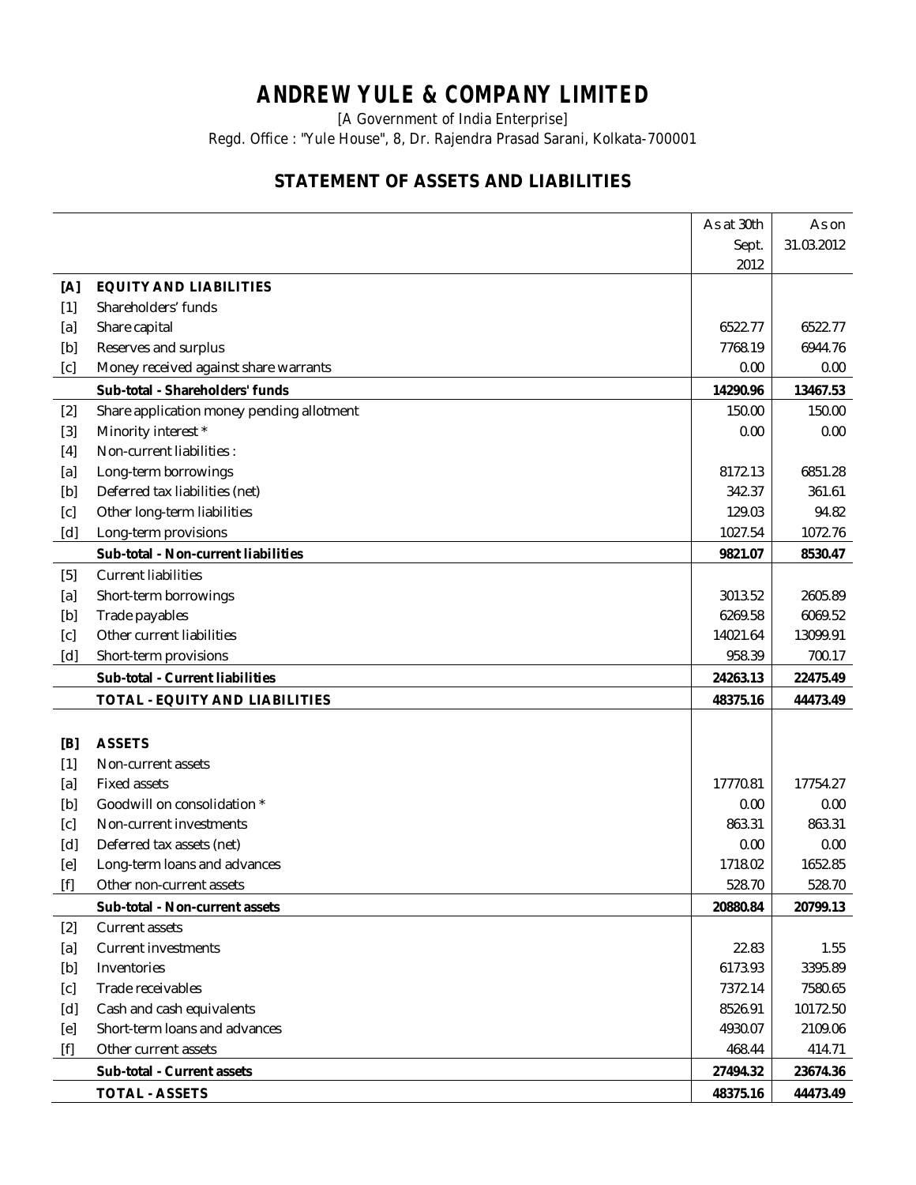# ANDREW YULE & COMPANY LIMITED

[A Government of India Enterprise]

Regd. Office : "Yule House", 8, Dr. Rajendra Prasad Sarani, Kolkata-700001

## STATEMENT OF ASSETS AND LIABILITIES

| | | As at 30th Sept. 2012 | As on 31.03.2012 |
|---|---|---|---|
| **[A]** | **EQUITY AND LIABILITIES** | | |
| [1] | Shareholders' funds | | |
| [a] | Share capital | 6522.77 | 6522.77 |
| [b] | Reserves and surplus | 7768.19 | 6944.76 |
| [c] | Money received against share warrants | 0.00 | 0.00 |
| | **Sub-total - Shareholders' funds** | **14290.96** | **13467.53** |
| [2] | Share application money pending allotment | 150.00 | 150.00 |
| [3] | Minority interest * | 0.00 | 0.00 |
| [4] | Non-current liabilities : | | |
| [a] | Long-term borrowings | 8172.13 | 6851.28 |
| [b] | Deferred tax liabilities (net) | 342.37 | 361.61 |
| [c] | Other long-term liabilities | 129.03 | 94.82 |
| [d] | Long-term provisions | 1027.54 | 1072.76 |
| | **Sub-total - Non-current liabilities** | **9821.07** | **8530.47** |
| [5] | Current liabilities | | |
| [a] | Short-term borrowings | 3013.52 | 2605.89 |
| [b] | Trade payables | 6269.58 | 6069.52 |
| [c] | Other current liabilities | 14021.64 | 13099.91 |
| [d] | Short-term provisions | 958.39 | 700.17 |
| | **Sub-total - Current liabilities** | **24263.13** | **22475.49** |
| | **TOTAL - EQUITY AND LIABILITIES** | **48375.16** | **44473.49** |
| **[B]** | **ASSETS** | | |
| [1] | Non-current assets | | |
| [a] | Fixed assets | 17770.81 | 17754.27 |
| [b] | Goodwill on consolidation * | 0.00 | 0.00 |
| [c] | Non-current investments | 863.31 | 863.31 |
| [d] | Deferred tax assets (net) | 0.00 | 0.00 |
| [e] | Long-term loans and advances | 1718.02 | 1652.85 |
| [f] | Other non-current assets | 528.70 | 528.70 |
| | **Sub-total - Non-current assets** | **20880.84** | **20799.13** |
| [2] | Current assets | | |
| [a] | Current investments | 22.83 | 1.55 |
| [b] | Inventories | 6173.93 | 3395.89 |
| [c] | Trade receivables | 7372.14 | 7580.65 |
| [d] | Cash and cash equivalents | 8526.91 | 10172.50 |
| [e] | Short-term loans and advances | 4930.07 | 2109.06 |
| [f] | Other current assets | 468.44 | 414.71 |
| | **Sub-total - Current assets** | **27494.32** | **23674.36** |
| | **TOTAL - ASSETS** | **48375.16** | **44473.49** |